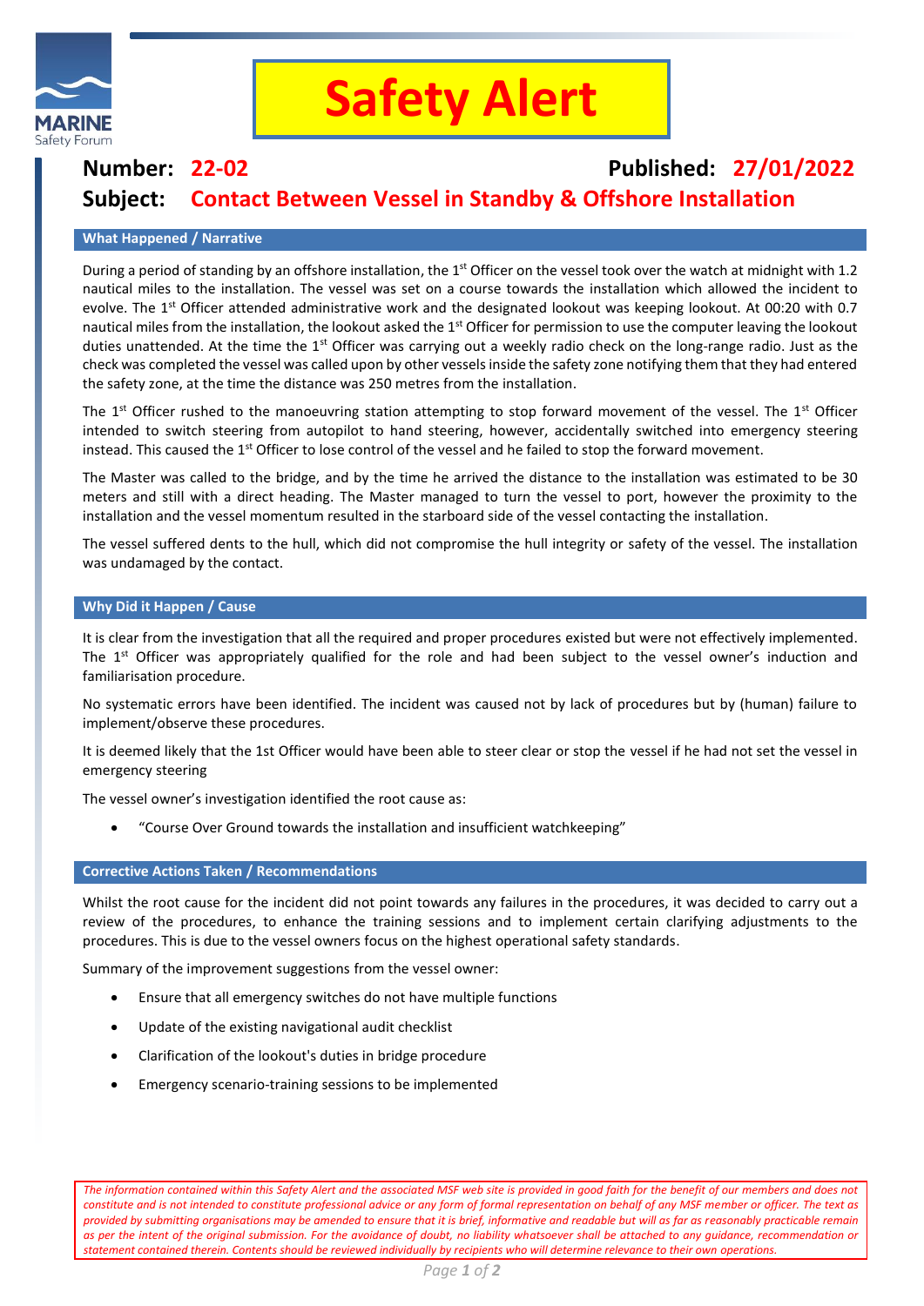# Safety Alert

**Number: 22-02** **Published: 27/01/2022**

**Subject: Contact Between Vessel in Standby & Offshore Installation**

## What Happened / Narrative

During a period of standing by an offshore installation, the 1st Officer on the vessel took over the watch at midnight with 1.2 nautical miles to the installation. The vessel was set on a course towards the installation which allowed the incident to evolve. The 1st Officer attended administrative work and the designated lookout was keeping lookout. At 00:20 with 0.7 nautical miles from the installation, the lookout asked the 1st Officer for permission to use the computer leaving the lookout duties unattended. At the time the 1st Officer was carrying out a weekly radio check on the long-range radio. Just as the check was completed the vessel was called upon by other vessels inside the safety zone notifying them that they had entered the safety zone, at the time the distance was 250 metres from the installation.

The 1st Officer rushed to the manoeuvring station attempting to stop forward movement of the vessel. The 1st Officer intended to switch steering from autopilot to hand steering, however, accidentally switched into emergency steering instead. This caused the 1st Officer to lose control of the vessel and he failed to stop the forward movement.

The Master was called to the bridge, and by the time he arrived the distance to the installation was estimated to be 30 meters and still with a direct heading. The Master managed to turn the vessel to port, however the proximity to the installation and the vessel momentum resulted in the starboard side of the vessel contacting the installation.

The vessel suffered dents to the hull, which did not compromise the hull integrity or safety of the vessel. The installation was undamaged by the contact.

## Why Did it Happen / Cause

It is clear from the investigation that all the required and proper procedures existed but were not effectively implemented. The 1st Officer was appropriately qualified for the role and had been subject to the vessel owner's induction and familiarisation procedure.

No systematic errors have been identified. The incident was caused not by lack of procedures but by (human) failure to implement/observe these procedures.

It is deemed likely that the 1st Officer would have been able to steer clear or stop the vessel if he had not set the vessel in emergency steering

The vessel owner's investigation identified the root cause as:

- "Course Over Ground towards the installation and insufficient watchkeeping"

## Corrective Actions Taken / Recommendations

Whilst the root cause for the incident did not point towards any failures in the procedures, it was decided to carry out a review of the procedures, to enhance the training sessions and to implement certain clarifying adjustments to the procedures. This is due to the vessel owners focus on the highest operational safety standards.

Summary of the improvement suggestions from the vessel owner:

- Ensure that all emergency switches do not have multiple functions
- Update of the existing navigational audit checklist
- Clarification of the lookout's duties in bridge procedure
- Emergency scenario-training sessions to be implemented

*The information contained within this Safety Alert and the associated MSF web site is provided in good faith for the benefit of our members and does not constitute and is not intended to constitute professional advice or any form of formal representation on behalf of any MSF member or officer. The text as provided by submitting organisations may be amended to ensure that it is brief, informative and readable but will as far as reasonably practicable remain as per the intent of the original submission. For the avoidance of doubt, no liability whatsoever shall be attached to any guidance, recommendation or statement contained therein. Contents should be reviewed individually by recipients who will determine relevance to their own operations.*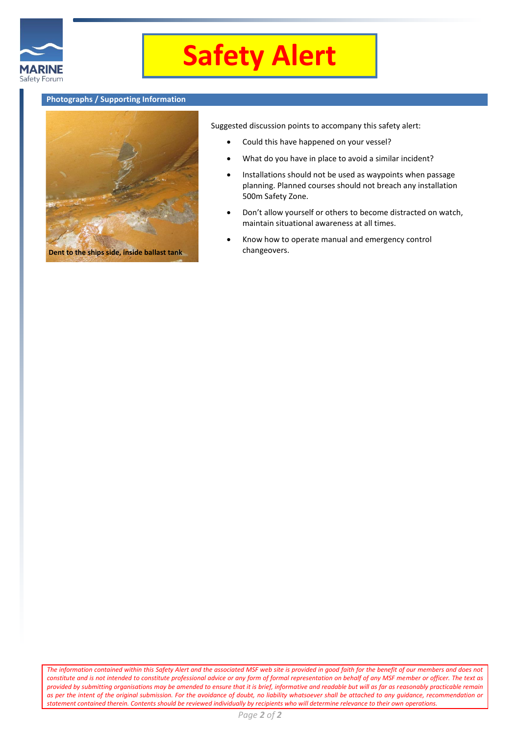# Safety Alert

## Photographs / Supporting Information

Dent to the ships side, inside ballast tank

Suggested discussion points to accompany this safety alert:

- Could this have happened on your vessel?
- What do you have in place to avoid a similar incident?
- Installations should not be used as waypoints when passage planning. Planned courses should not breach any installation 500m Safety Zone.
- Don't allow yourself or others to become distracted on watch, maintain situational awareness at all times.
- Know how to operate manual and emergency control changeovers.

*The information contained within this Safety Alert and the associated MSF web site is provided in good faith for the benefit of our members and does not constitute and is not intended to constitute professional advice or any form of formal representation on behalf of any MSF member or officer. The text as provided by submitting organisations may be amended to ensure that it is brief, informative and readable but will as far as reasonably practicable remain as per the intent of the original submission. For the avoidance of doubt, no liability whatsoever shall be attached to any guidance, recommendation or statement contained therein. Contents should be reviewed individually by recipients who will determine relevance to their own operations.*